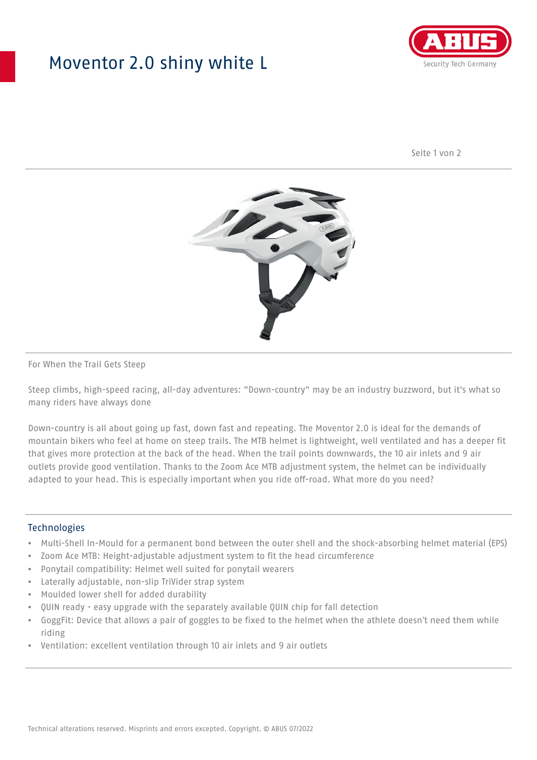# Moventor 2.0 shiny white L

For When the Trail Gets Steep

Steep climbs, high-speed racing, all-day adventures: "Down-country" may be an industry buzzword, but it's what so many riders have always done

Down-country is all about going up fast, down fast and repeating. The Moventor 2.0 is ideal for the demands of mountain bikers who feel at home on steep trails. The MTB helmet is lightweight, well ventilated and has a deeper fit that gives more protection at the back of the head. When the trail points downwards, the 10 air inlets and 9 air outlets provide good ventilation. Thanks to the Zoom Ace MTB adjustment system, the helmet can be individually adapted to your head. This is especially important when you ride off-road. What more do you need?

## Technologies

- Multi-Shell In-Mould for a permanent bond between the outer shell and the shock-absorbing helmet material (EPS)
- Zoom Ace MTB: Height-adjustable adjustment system to fit the head circumference
- Ponytail compatibility: Helmet well suited for ponytail wearers
- Laterally adjustable, non-slip TriVider strap system
- Moulded lower shell for added durability
- QUIN ready - easy upgrade with the separately available QUIN chip for fall detection
- GoggFit: Device that allows a pair of goggles to be fixed to the helmet when the athlete doesn't need them while riding
- Ventilation: excellent ventilation through 10 air inlets and 9 air outlets

Technical alterations reserved. Misprints and errors excepted. Copyright. © ABUS 07/2022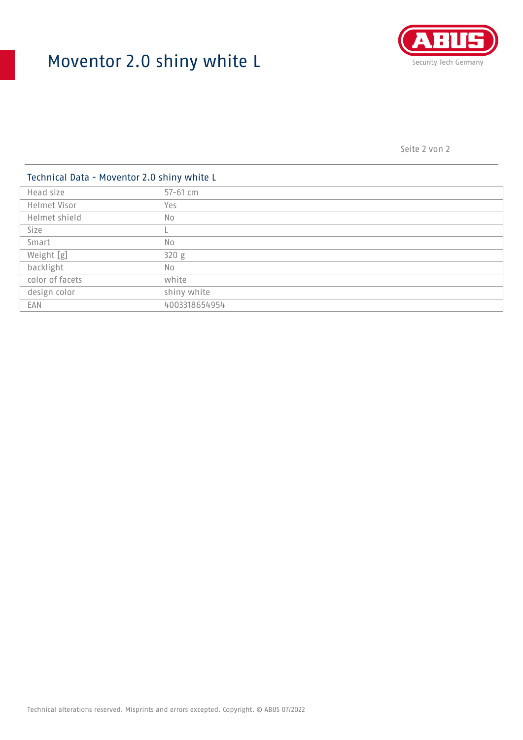# Moventor 2.0 shiny white L

## Technical Data - Moventor 2.0 shiny white L

| | |
|---|---|
| Head size | 57-61 cm |
| Helmet Visor | Yes |
| Helmet shield | No |
| Size | L |
| Smart | No |
| Weight [g] | 320 g |
| backlight | No |
| color of facets | white |
| design color | shiny white |
| EAN | 4003318654954 |

Technical alterations reserved. Misprints and errors excepted. Copyright. © ABUS 07/2022